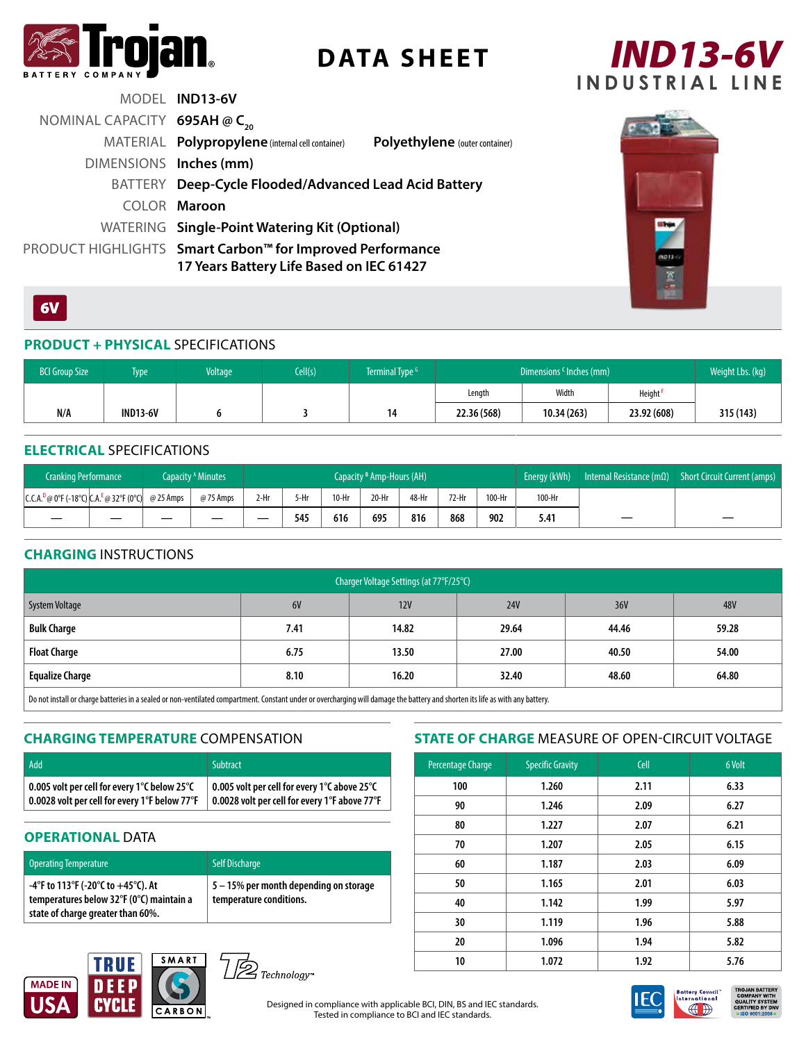# DATA SHEET

## IND13-6V
**INDUSTRIAL LINE**

MODEL **IND13-6V**

NOMINAL CAPACITY **695AH @ $C_{20}$**

MATERIAL **Polypropylene** (internal cell container) **Polyethylene** (outer container)

DIMENSIONS **Inches (mm)**

BATTERY **Deep-Cycle Flooded/Advanced Lead Acid Battery**

COLOR **Maroon**

WATERING **Single-Point Watering Kit (Optional)**

PRODUCT HIGHLIGHTS **Smart Carbon™ for Improved Performance**
**17 Years Battery Life Based on IEC 61427**

**6V**

## PRODUCT + PHYSICAL SPECIFICATIONS

| BCI Group Size | Type | Voltage | Cell(s) | Terminal Type [G] | Dimensions [C] Inches (mm) | | | Weight Lbs. (kg) |
|---|---|---|---|---|---|---|---|---|
| | | | | | Length | Width | Height [F] | |
| N/A | IND13-6V | 6 | 3 | 14 | 22.36 (568) | 10.34 (263) | 23.92 (608) | 315 (143) |

## ELECTRICAL SPECIFICATIONS

| Cranking Performance | | Capacity [A] Minutes | | Capacity [B] Amp-Hours (AH) | | | | | | | Energy (kWh) | Internal Resistance (mΩ) | Short Circuit Current (amps) |
|---|---|---|---|---|---|---|---|---|---|---|---|---|---|
| C.C.A.[D] @ 0°F (-18°C) | C.A.[E] @ 32°F (0°C) | @ 25 Amps | @ 75 Amps | 2-Hr | 5-Hr | 10-Hr | 20-Hr | 48-Hr | 72-Hr | 100-Hr | 100-Hr | | |
| — | — | — | — | — | 545 | 616 | 695 | 816 | 868 | 902 | 5.41 | — | — |

## CHARGING INSTRUCTIONS

| Charger Voltage Settings (at 77°F/25°C) | | | | | |
|---|---|---|---|---|---|
| System Voltage | 6V | 12V | 24V | 36V | 48V |
| **Bulk Charge** | 7.41 | 14.82 | 29.64 | 44.46 | 59.28 |
| **Float Charge** | 6.75 | 13.50 | 27.00 | 40.50 | 54.00 |
| **Equalize Charge** | 8.10 | 16.20 | 32.40 | 48.60 | 64.80 |

Do not install or charge batteries in a sealed or non-ventilated compartment. Constant under or overcharging will damage the battery and shorten its life as with any battery.

## CHARGING TEMPERATURE COMPENSATION

| Add | Subtract |
|---|---|
| 0.005 volt per cell for every 1°C below 25°C<br>0.0028 volt per cell for every 1°F below 77°F | 0.005 volt per cell for every 1°C above 25°C<br>0.0028 volt per cell for every 1°F above 77°F |

## OPERATIONAL DATA

| Operating Temperature | Self Discharge |
|---|---|
| -4°F to 113°F (-20°C to +45°C). At temperatures below 32°F (0°C) maintain a state of charge greater than 60%. | 5 – 15% per month depending on storage temperature conditions. |

## STATE OF CHARGE MEASURE OF OPEN-CIRCUIT VOLTAGE

| Percentage Charge | Specific Gravity | Cell | 6 Volt |
|---|---|---|---|
| 100 | 1.260 | 2.11 | 6.33 |
| 90 | 1.246 | 2.09 | 6.27 |
| 80 | 1.227 | 2.07 | 6.21 |
| 70 | 1.207 | 2.05 | 6.15 |
| 60 | 1.187 | 2.03 | 6.09 |
| 50 | 1.165 | 2.01 | 6.03 |
| 40 | 1.142 | 1.99 | 5.97 |
| 30 | 1.119 | 1.96 | 5.88 |
| 20 | 1.096 | 1.94 | 5.82 |
| 10 | 1.072 | 1.92 | 5.76 |

MADE IN USA | TRUE DEEP CYCLE | SMART CARBON | T2 Technology™

Designed in compliance with applicable BCI, DIN, BS and IEC standards.
Tested in compliance to BCI and IEC standards.

TROJAN BATTERY COMPANY WITH QUALITY SYSTEM CERTIFIED BY DNV = ISO 9001:2008 =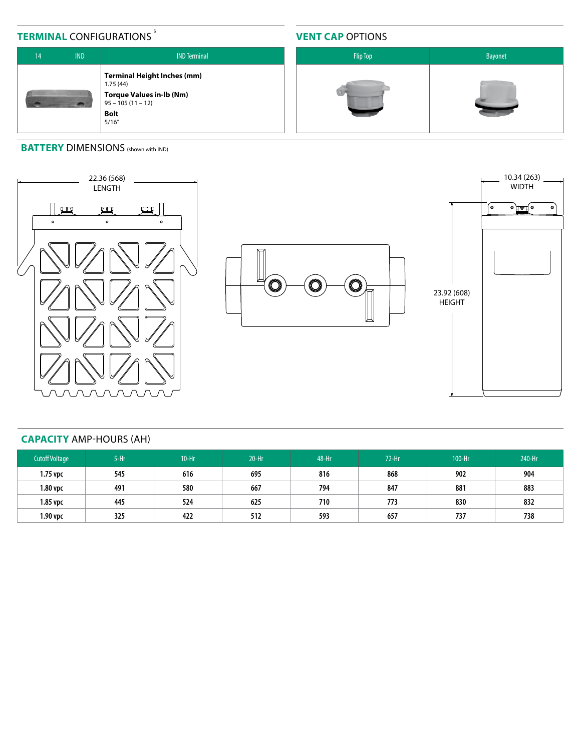## TERMINAL CONFIGURATIONS [6]

| 14 | IND | IND Terminal |
|---|---|---|
| | | **Terminal Height Inches (mm)**<br>1.75 (44)<br>**Torque Values in-lb (Nm)**<br>95 – 105 (11 – 12)<br>**Bolt**<br>5/16" |

## VENT CAP OPTIONS

| Flip Top | Bayonet |
|---|---|
| | |

## BATTERY DIMENSIONS (shown with IND)

22.36 (568)
LENGTH

10.34 (263)
WIDTH

23.92 (608)
HEIGHT

## CAPACITY AMP-HOURS (AH)

| Cutoff Voltage | 5-Hr | 10-Hr | 20-Hr | 48-Hr | 72-Hr | 100-Hr | 240-Hr |
|---|---|---|---|---|---|---|---|
| 1.75 vpc | 545 | 616 | 695 | 816 | 868 | 902 | 904 |
| 1.80 vpc | 491 | 580 | 667 | 794 | 847 | 881 | 883 |
| 1.85 vpc | 445 | 524 | 625 | 710 | 773 | 830 | 832 |
| 1.90 vpc | 325 | 422 | 512 | 593 | 657 | 737 | 738 |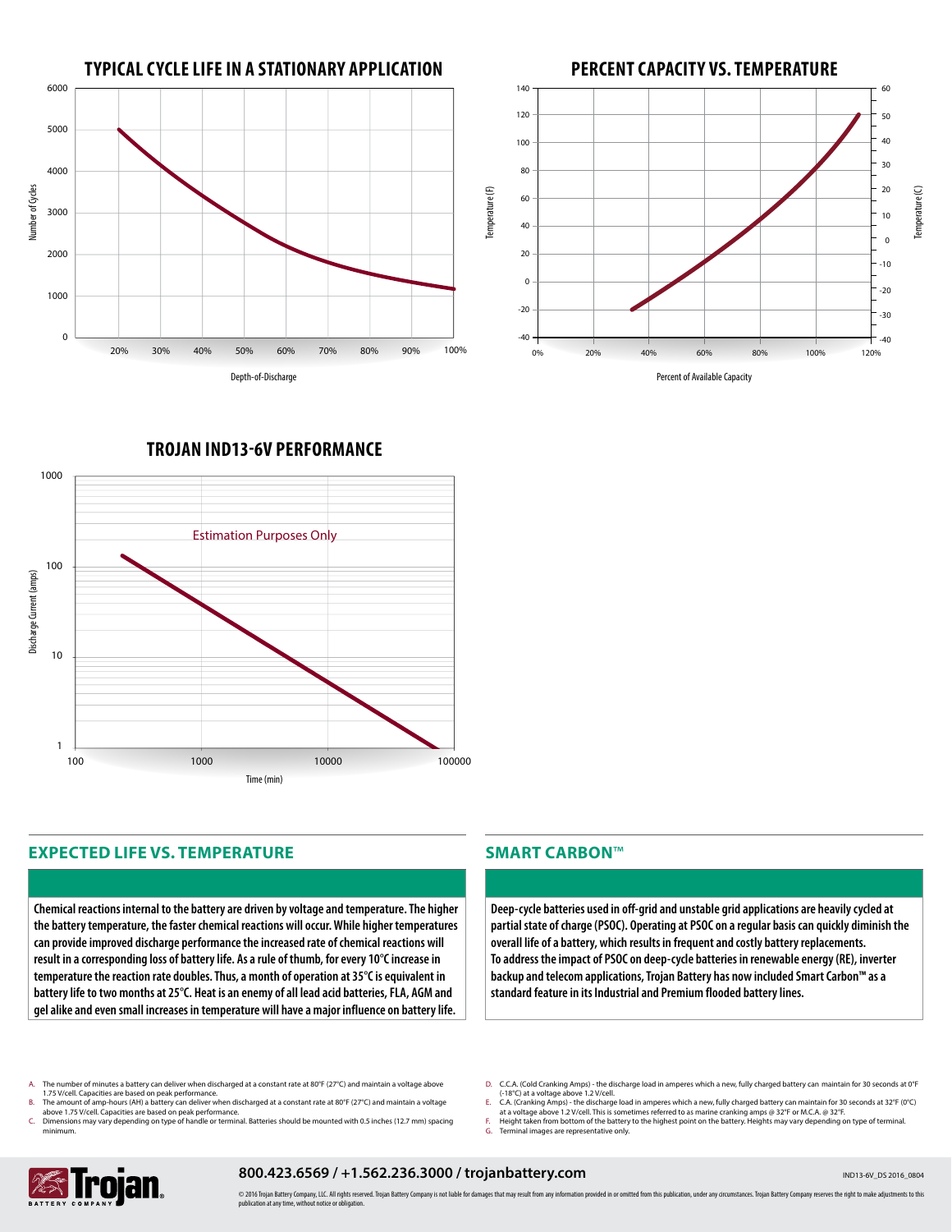## TYPICAL CYCLE LIFE IN A STATIONARY APPLICATION

Number of Cycles

6000
5000
4000
3000
2000
1000
0

20% 30% 40% 50% 60% 70% 80% 90% 100%

Depth-of-Discharge

## PERCENT CAPACITY VS. TEMPERATURE

Temperature (F)

140
120
100
80
60
40
20
0
-20
-40

Temperature (C)

60
50
40
30
20
10
0
-10
-20
-30
-40

0% 20% 40% 60% 80% 100% 120%

Percent of Available Capacity

## TROJAN IND13-6V PERFORMANCE

Discharge Current (amps)

1000
100
10
1

Estimation Purposes Only

100 1000 10000 100000

Time (min)

## EXPECTED LIFE VS. TEMPERATURE

**Chemical reactions internal to the battery are driven by voltage and temperature. The higher the battery temperature, the faster chemical reactions will occur. While higher temperatures can provide improved discharge performance the increased rate of chemical reactions will result in a corresponding loss of battery life. As a rule of thumb, for every 10°C increase in temperature the reaction rate doubles. Thus, a month of operation at 35°C is equivalent in battery life to two months at 25°C. Heat is an enemy of all lead acid batteries, FLA, AGM and gel alike and even small increases in temperature will have a major influence on battery life.**

## SMART CARBON™

**Deep-cycle batteries used in off-grid and unstable grid applications are heavily cycled at partial state of charge (PSOC). Operating at PSOC on a regular basis can quickly diminish the overall life of a battery, which results in frequent and costly battery replacements.**
**To address the impact of PSOC on deep-cycle batteries in renewable energy (RE), inverter backup and telecom applications, Trojan Battery has now included Smart Carbon™ as a standard feature in its Industrial and Premium flooded battery lines.**

A. The number of minutes a battery can deliver when discharged at a constant rate at 80°F (27°C) and maintain a voltage above 1.75 V/cell. Capacities are based on peak performance.
B. The amount of amp-hours (AH) a battery can deliver when discharged at a constant rate at 80°F (27°C) and maintain a voltage above 1.75 V/cell. Capacities are based on peak performance.
C. Dimensions may vary depending on type of handle or terminal. Batteries should be mounted with 0.5 inches (12.7 mm) spacing minimum.
D. C.C.A. (Cold Cranking Amps) - the discharge load in amperes which a new, fully charged battery can maintain for 30 seconds at 0°F (-18°C) at a voltage above 1.2 V/cell.
E. C.A. (Cranking Amps) - the discharge load in amperes which a new, fully charged battery can maintain for 30 seconds at 32°F (0°C) at a voltage above 1.2 V/cell. This is sometimes referred to as marine cranking amps @ 32°F or M.C.A. @ 32°F.
F. Height taken from bottom of the battery to the highest point on the battery. Heights may vary depending on type of terminal.
G. Terminal images are representative only.

Trojan BATTERY COMPANY

**800.423.6569 / +1.562.236.3000 / trojanbattery.com**

IND13-6V_DS 2016_0804

© 2016 Trojan Battery Company, LLC. All rights reserved. Trojan Battery Company is not liable for damages that may result from any information provided in or omitted from this publication, under any circumstances. Trojan Battery Company reserves the right to make adjustments to this publication at any time, without notice or obligation.